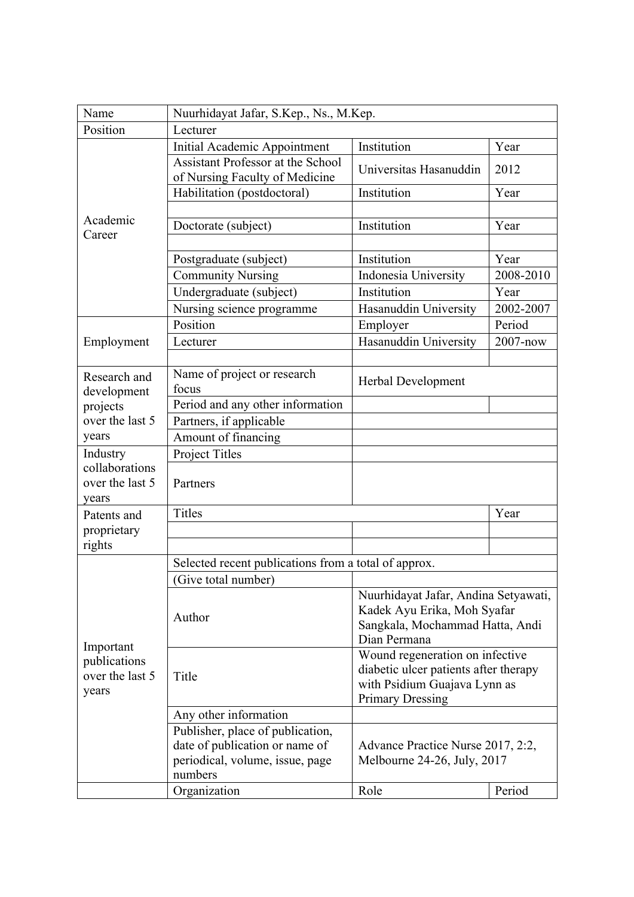| Name | Nuurhidayat Jafar, S.Kep., Ns., M.Kep. | | |
|---|---|---|---|
| Position | Lecturer | | |
| Academic Career | Initial Academic Appointment | Institution | Year |
| | Assistant Professor at the School of Nursing Faculty of Medicine | Universitas Hasanuddin | 2012 |
| | Habilitation (postdoctoral) | Institution | Year |
| | | | |
| | Doctorate (subject) | Institution | Year |
| | | | |
| | Postgraduate (subject) | Institution | Year |
| | Community Nursing | Indonesia University | 2008-2010 |
| | Undergraduate (subject) | Institution | Year |
| | Nursing science programme | Hasanuddin University | 2002-2007 |
| Employment | Position | Employer | Period |
| | Lecturer | Hasanuddin University | 2007-now |
| | | | |
| Research and development projects over the last 5 years | Name of project or research focus | Herbal Development | |
| | Period and any other information | | |
| | Partners, if applicable | | |
| | Amount of financing | | |
| Industry collaborations over the last 5 years | Project Titles | | |
| | Partners | | |
| Patents and proprietary rights | Titles | | Year |
| | | | |
| | | | |
| Important publications over the last 5 years | Selected recent publications from a total of approx. | | |
| | (Give total number) | | |
| | Author | Nuurhidayat Jafar, Andina Setyawati, Kadek Ayu Erika, Moh Syafar Sangkala, Mochammad Hatta, Andi Dian Permana | |
| | Title | Wound regeneration on infective diabetic ulcer patients after therapy with Psidium Guajava Lynn as Primary Dressing | |
| | Any other information | | |
| | Publisher, place of publication, date of publication or name of periodical, volume, issue, page numbers | Advance Practice Nurse 2017, 2:2, Melbourne 24-26, July, 2017 | |
| | Organization | Role | Period |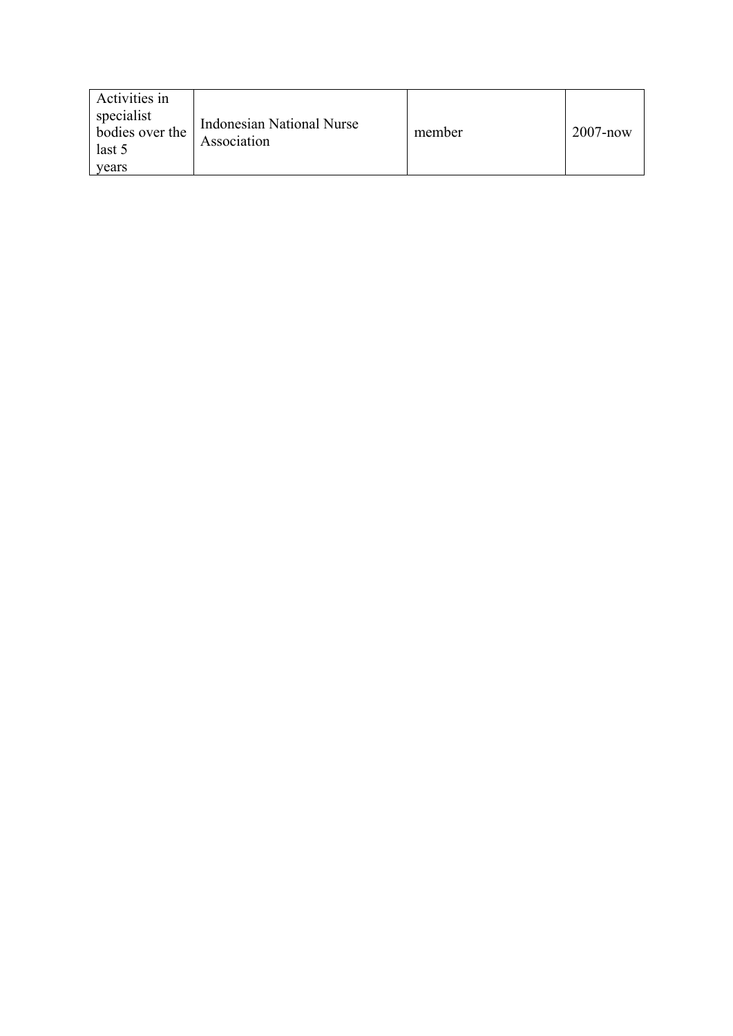| | | | |
|---|---|---|---|
| Activities in specialist bodies over the last 5 years | Indonesian National Nurse Association | member | 2007-now |